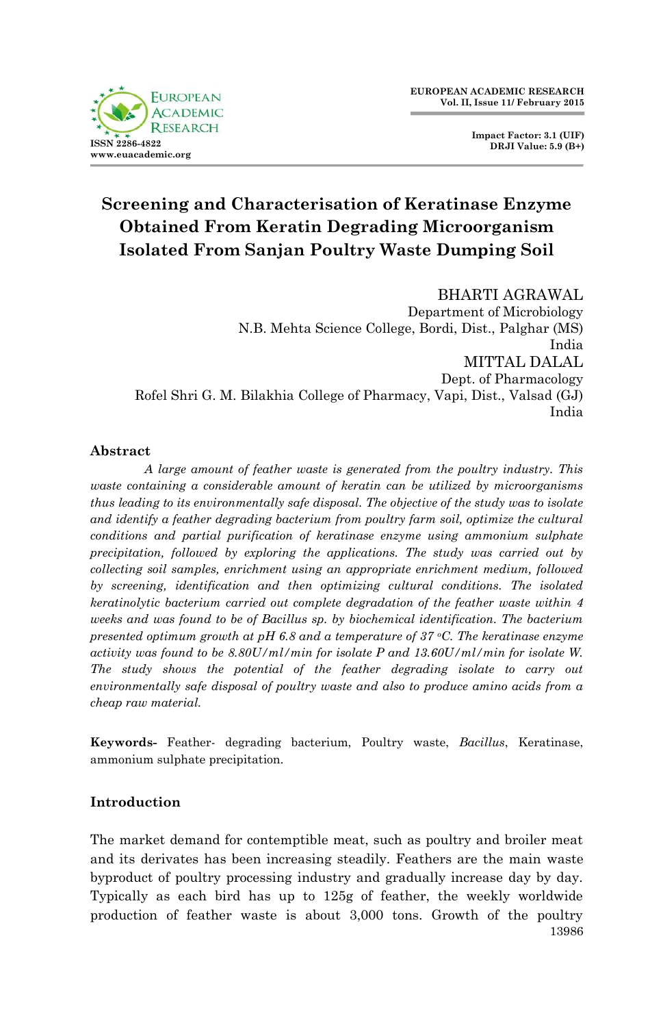# Screening and Characterisation of Keratinase Enzyme Obtained From Keratin Degrading Microorganism Isolated From Sanjan Poultry Waste Dumping Soil

BHARTI AGRAWAL
Department of Microbiology
N.B. Mehta Science College, Bordi, Dist., Palghar (MS)
India

MITTAL DALAL
Dept. of Pharmacology
Rofel Shri G. M. Bilakhia College of Pharmacy, Vapi, Dist., Valsad (GJ)
India

## Abstract

*A large amount of feather waste is generated from the poultry industry. This waste containing a considerable amount of keratin can be utilized by microorganisms thus leading to its environmentally safe disposal. The objective of the study was to isolate and identify a feather degrading bacterium from poultry farm soil, optimize the cultural conditions and partial purification of keratinase enzyme using ammonium sulphate precipitation, followed by exploring the applications. The study was carried out by collecting soil samples, enrichment using an appropriate enrichment medium, followed by screening, identification and then optimizing cultural conditions. The isolated keratinolytic bacterium carried out complete degradation of the feather waste within 4 weeks and was found to be of Bacillus sp. by biochemical identification. The bacterium presented optimum growth at pH 6.8 and a temperature of 37 °C. The keratinase enzyme activity was found to be 8.80U/ml/min for isolate P and 13.60U/ml/min for isolate W. The study shows the potential of the feather degrading isolate to carry out environmentally safe disposal of poultry waste and also to produce amino acids from a cheap raw material.*

**Keywords-** Feather- degrading bacterium, Poultry waste, *Bacillus*, Keratinase, ammonium sulphate precipitation.

## Introduction

The market demand for contemptible meat, such as poultry and broiler meat and its derivates has been increasing steadily. Feathers are the main waste byproduct of poultry processing industry and gradually increase day by day. Typically as each bird has up to 125g of feather, the weekly worldwide production of feather waste is about 3,000 tons. Growth of the poultry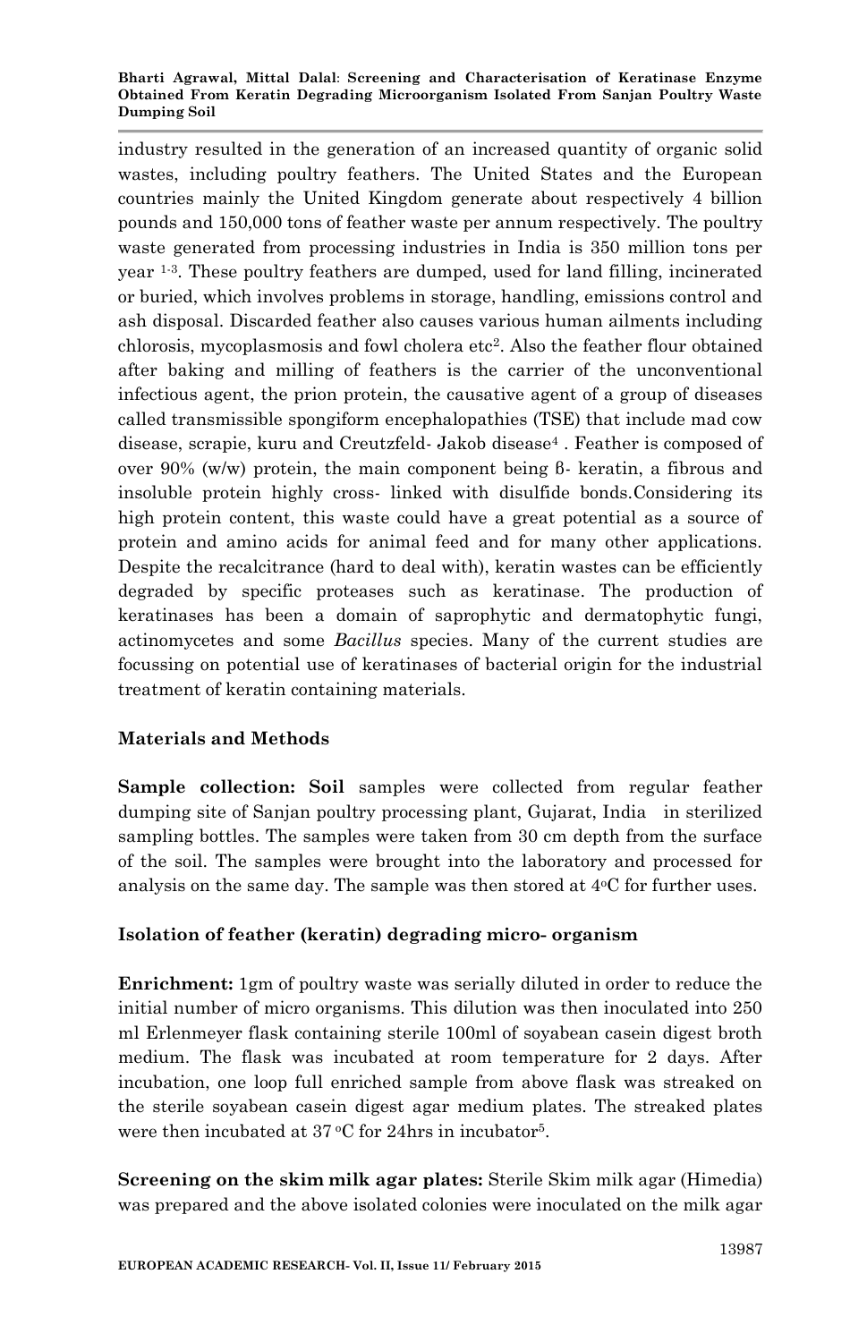industry resulted in the generation of an increased quantity of organic solid wastes, including poultry feathers. The United States and the European countries mainly the United Kingdom generate about respectively 4 billion pounds and 150,000 tons of feather waste per annum respectively. The poultry waste generated from processing industries in India is 350 million tons per year [1-3]. These poultry feathers are dumped, used for land filling, incinerated or buried, which involves problems in storage, handling, emissions control and ash disposal. Discarded feather also causes various human ailments including chlorosis, mycoplasmosis and fowl cholera etc[2]. Also the feather flour obtained after baking and milling of feathers is the carrier of the unconventional infectious agent, the prion protein, the causative agent of a group of diseases called transmissible spongiform encephalopathies (TSE) that include mad cow disease, scrapie, kuru and Creutzfeld- Jakob disease[4] . Feather is composed of over 90% (w/w) protein, the main component being β- keratin, a fibrous and insoluble protein highly cross- linked with disulfide bonds.Considering its high protein content, this waste could have a great potential as a source of protein and amino acids for animal feed and for many other applications. Despite the recalcitrance (hard to deal with), keratin wastes can be efficiently degraded by specific proteases such as keratinase. The production of keratinases has been a domain of saprophytic and dermatophytic fungi, actinomycetes and some *Bacillus* species. Many of the current studies are focussing on potential use of keratinases of bacterial origin for the industrial treatment of keratin containing materials.

## Materials and Methods

**Sample collection: Soil** samples were collected from regular feather dumping site of Sanjan poultry processing plant, Gujarat, India in sterilized sampling bottles. The samples were taken from 30 cm depth from the surface of the soil. The samples were brought into the laboratory and processed for analysis on the same day. The sample was then stored at 4°C for further uses.

### Isolation of feather (keratin) degrading micro- organism

**Enrichment:** 1gm of poultry waste was serially diluted in order to reduce the initial number of micro organisms. This dilution was then inoculated into 250 ml Erlenmeyer flask containing sterile 100ml of soyabean casein digest broth medium. The flask was incubated at room temperature for 2 days. After incubation, one loop full enriched sample from above flask was streaked on the sterile soyabean casein digest agar medium plates. The streaked plates were then incubated at 37 °C for 24hrs in incubator[5].

**Screening on the skim milk agar plates:** Sterile Skim milk agar (Himedia) was prepared and the above isolated colonies were inoculated on the milk agar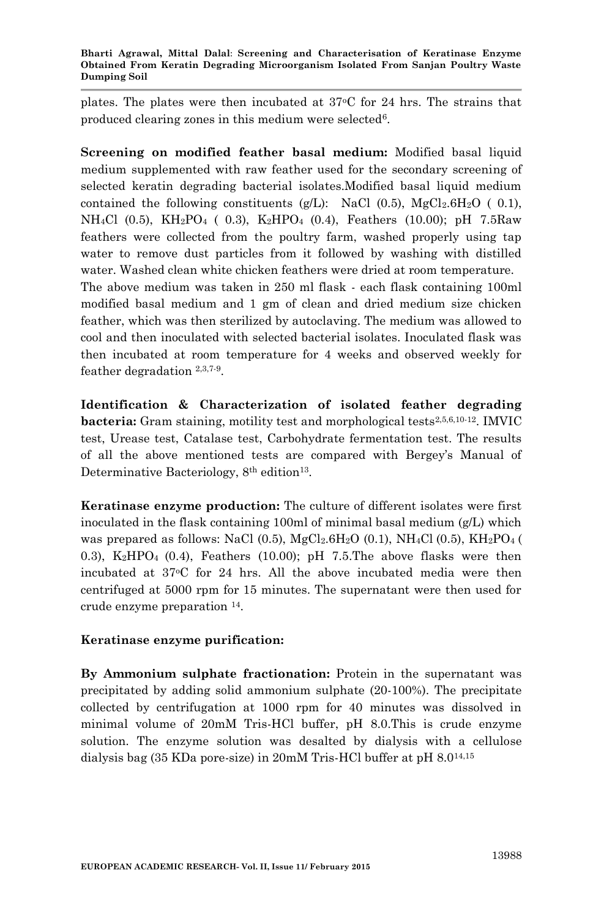plates. The plates were then incubated at 37°C for 24 hrs. The strains that produced clearing zones in this medium were selected[6].

**Screening on modified feather basal medium:** Modified basal liquid medium supplemented with raw feather used for the secondary screening of selected keratin degrading bacterial isolates.Modified basal liquid medium contained the following constituents (g/L): NaCl (0.5), $MgCl_2.6H_2O$ ( 0.1), $NH_4Cl$ (0.5), $KH_2PO_4$ ( 0.3), $K_2HPO_4$ (0.4), Feathers (10.00); pH 7.5Raw feathers were collected from the poultry farm, washed properly using tap water to remove dust particles from it followed by washing with distilled water. Washed clean white chicken feathers were dried at room temperature.

The above medium was taken in 250 ml flask - each flask containing 100ml modified basal medium and 1 gm of clean and dried medium size chicken feather, which was then sterilized by autoclaving. The medium was allowed to cool and then inoculated with selected bacterial isolates. Inoculated flask was then incubated at room temperature for 4 weeks and observed weekly for feather degradation [2,3,7-9].

**Identification & Characterization of isolated feather degrading bacteria:** Gram staining, motility test and morphological tests[2,5,6,10-12]. IMVIC test, Urease test, Catalase test, Carbohydrate fermentation test. The results of all the above mentioned tests are compared with Bergey's Manual of Determinative Bacteriology, 8th edition[13].

**Keratinase enzyme production:** The culture of different isolates were first inoculated in the flask containing 100ml of minimal basal medium (g/L) which was prepared as follows: NaCl (0.5), $MgCl_2.6H_2O$ (0.1), $NH_4Cl$ (0.5), $KH_2PO_4$ ( 0.3), $K_2HPO_4$ (0.4), Feathers (10.00); pH 7.5.The above flasks were then incubated at 37°C for 24 hrs. All the above incubated media were then centrifuged at 5000 rpm for 15 minutes. The supernatant were then used for crude enzyme preparation [14].

**Keratinase enzyme purification:**

**By Ammonium sulphate fractionation:** Protein in the supernatant was precipitated by adding solid ammonium sulphate (20-100%). The precipitate collected by centrifugation at 1000 rpm for 40 minutes was dissolved in minimal volume of 20mM Tris-HCl buffer, pH 8.0.This is crude enzyme solution. The enzyme solution was desalted by dialysis with a cellulose dialysis bag (35 KDa pore-size) in 20mM Tris-HCl buffer at pH 8.0[14,15]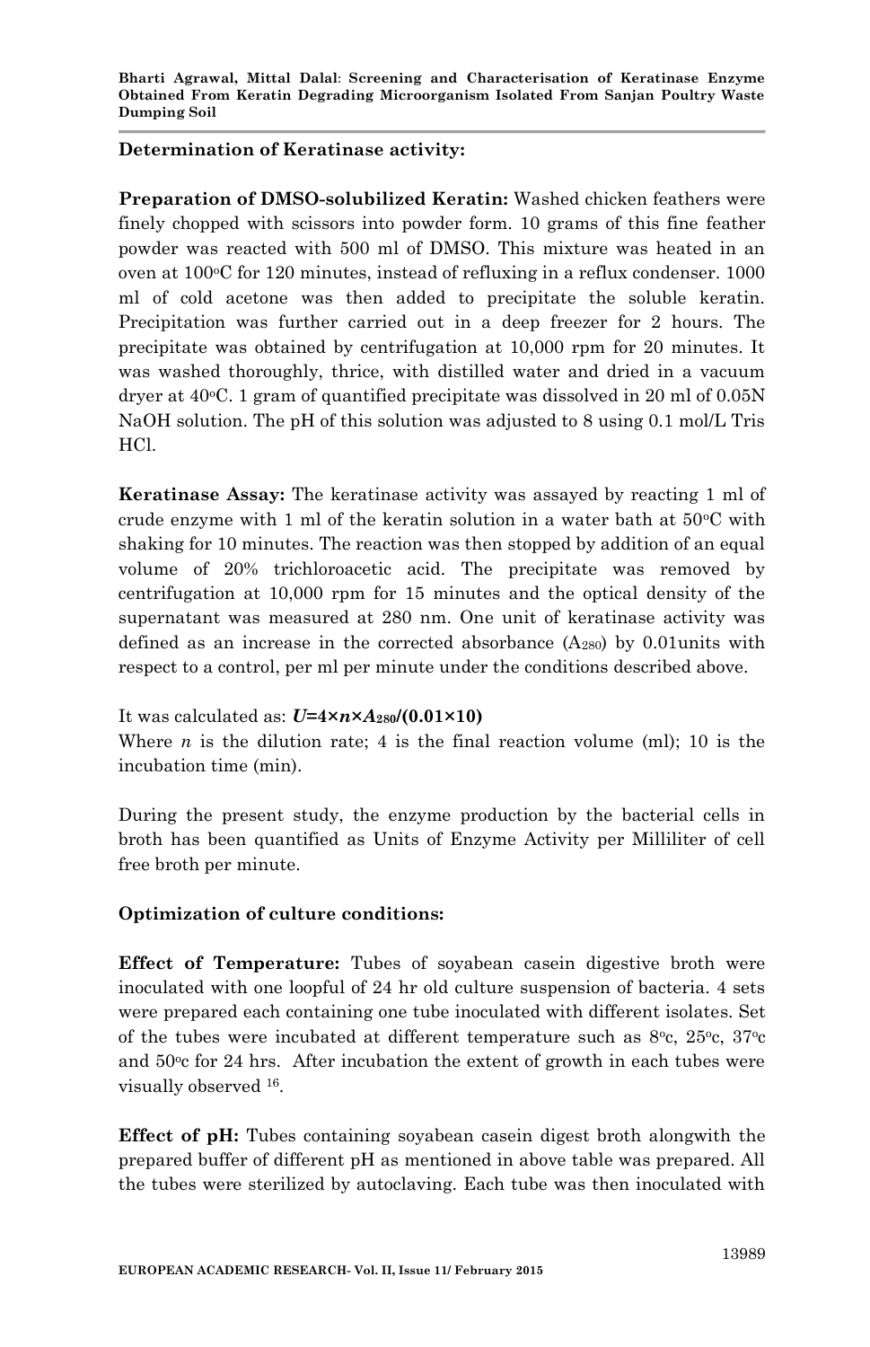**Determination of Keratinase activity:**

**Preparation of DMSO-solubilized Keratin:** Washed chicken feathers were finely chopped with scissors into powder form. 10 grams of this fine feather powder was reacted with 500 ml of DMSO. This mixture was heated in an oven at 100°C for 120 minutes, instead of refluxing in a reflux condenser. 1000 ml of cold acetone was then added to precipitate the soluble keratin. Precipitation was further carried out in a deep freezer for 2 hours. The precipitate was obtained by centrifugation at 10,000 rpm for 20 minutes. It was washed thoroughly, thrice, with distilled water and dried in a vacuum dryer at 40°C. 1 gram of quantified precipitate was dissolved in 20 ml of 0.05N NaOH solution. The pH of this solution was adjusted to 8 using 0.1 mol/L Tris HCl.

**Keratinase Assay:** The keratinase activity was assayed by reacting 1 ml of crude enzyme with 1 ml of the keratin solution in a water bath at 50°C with shaking for 10 minutes. The reaction was then stopped by addition of an equal volume of 20% trichloroacetic acid. The precipitate was removed by centrifugation at 10,000 rpm for 15 minutes and the optical density of the supernatant was measured at 280 nm. One unit of keratinase activity was defined as an increase in the corrected absorbance ($A_{280}$) by 0.01units with respect to a control, per ml per minute under the conditions described above.

It was calculated as: $U=4\times n\times A_{280}/(0.01\times 10)$

Where $n$ is the dilution rate; 4 is the final reaction volume (ml); 10 is the incubation time (min).

During the present study, the enzyme production by the bacterial cells in broth has been quantified as Units of Enzyme Activity per Milliliter of cell free broth per minute.

**Optimization of culture conditions:**

**Effect of Temperature:** Tubes of soyabean casein digestive broth were inoculated with one loopful of 24 hr old culture suspension of bacteria. 4 sets were prepared each containing one tube inoculated with different isolates. Set of the tubes were incubated at different temperature such as 8°c, 25°c, 37°c and 50°c for 24 hrs. After incubation the extent of growth in each tubes were visually observed [16].

**Effect of pH:** Tubes containing soyabean casein digest broth alongwith the prepared buffer of different pH as mentioned in above table was prepared. All the tubes were sterilized by autoclaving. Each tube was then inoculated with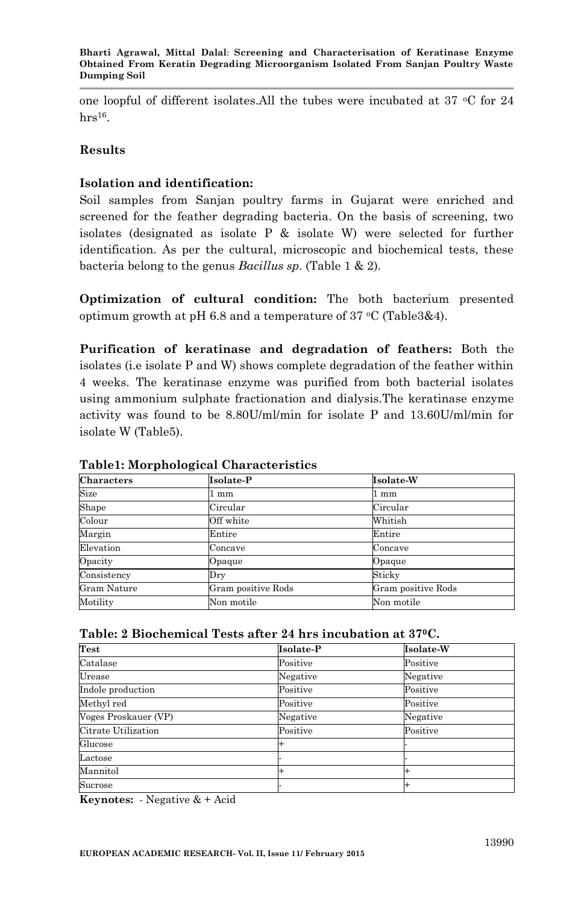one loopful of different isolates.All the tubes were incubated at 37 °C for 24 hrs[16].

**Results**

**Isolation and identification:**

Soil samples from Sanjan poultry farms in Gujarat were enriched and screened for the feather degrading bacteria. On the basis of screening, two isolates (designated as isolate P & isolate W) were selected for further identification. As per the cultural, microscopic and biochemical tests, these bacteria belong to the genus *Bacillus sp*. (Table 1 & 2).

**Optimization of cultural condition:** The both bacterium presented optimum growth at pH 6.8 and a temperature of 37 °C (Table3&4).

**Purification of keratinase and degradation of feathers:** Both the isolates (i.e isolate P and W) shows complete degradation of the feather within 4 weeks. The keratinase enzyme was purified from both bacterial isolates using ammonium sulphate fractionation and dialysis.The keratinase enzyme activity was found to be 8.80U/ml/min for isolate P and 13.60U/ml/min for isolate W (Table5).

**Table1: Morphological Characteristics**

| Characters | Isolate-P | Isolate-W |
|---|---|---|
| Size | 1 mm | 1 mm |
| Shape | Circular | Circular |
| Colour | Off white | Whitish |
| Margin | Entire | Entire |
| Elevation | Concave | Concave |
| Opacity | Opaque | Opaque |
| Consistency | Dry | Sticky |
| Gram Nature | Gram positive Rods | Gram positive Rods |
| Motility | Non motile | Non motile |

**Table: 2 Biochemical Tests after 24 hrs incubation at 37°C.**

| Test | Isolate-P | Isolate-W |
|---|---|---|
| Catalase | Positive | Positive |
| Urease | Negative | Negative |
| Indole production | Positive | Positive |
| Methyl red | Positive | Positive |
| Voges Proskauer (VP) | Negative | Negative |
| Citrate Utilization | Positive | Positive |
| Glucose | + | - |
| Lactose | - | - |
| Mannitol | + | + |
| Sucrose | - | + |

**Keynotes:** - Negative & + Acid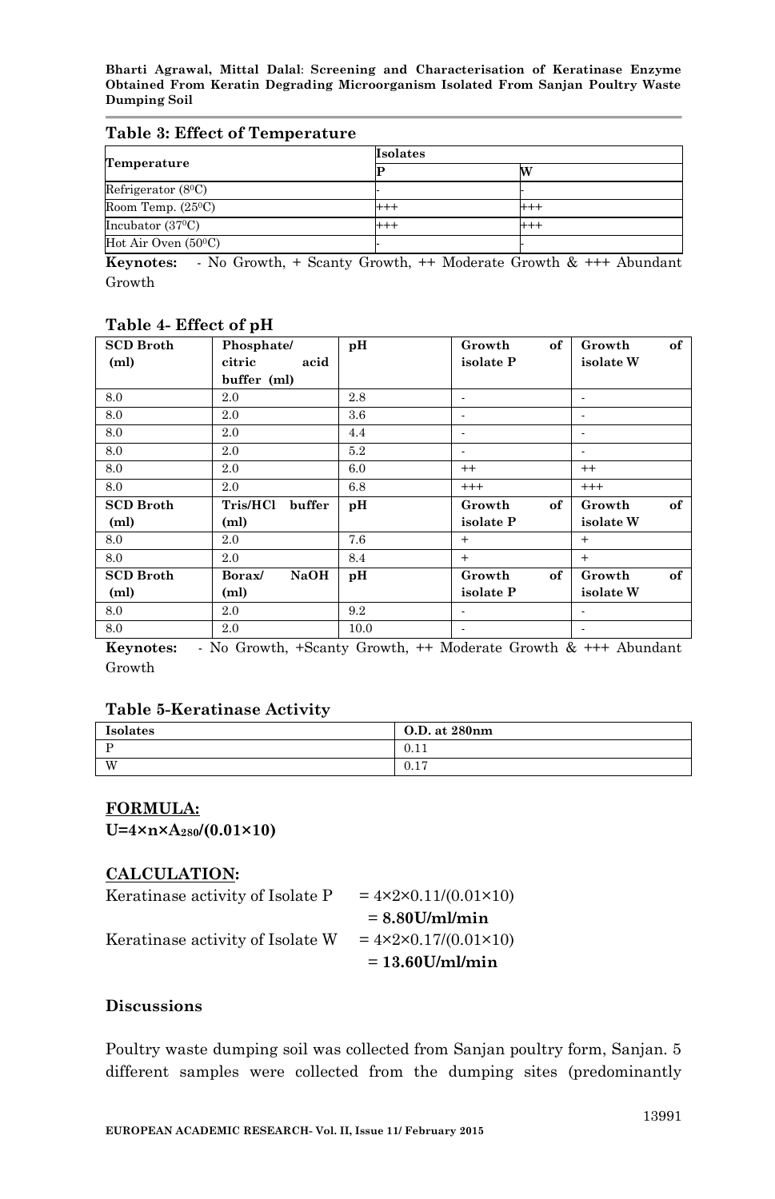**Table 3: Effect of Temperature**

| Temperature | Isolates | |
|---|---|---|
| | P | W |
| Refrigerator ($8^0C$) | - | - |
| Room Temp. ($25^0C$) | +++ | +++ |
| Incubator ($37^0C$) | +++ | +++ |
| Hot Air Oven ($50^0C$) | - | - |

**Keynotes:** - No Growth, + Scanty Growth, ++ Moderate Growth & +++ Abundant Growth

**Table 4- Effect of pH**

| SCD Broth (ml) | Phosphate/ citric acid buffer (ml) | pH | Growth of isolate P | Growth of isolate W |
|---|---|---|---|---|
| 8.0 | 2.0 | 2.8 | - | - |
| 8.0 | 2.0 | 3.6 | - | - |
| 8.0 | 2.0 | 4.4 | - | - |
| 8.0 | 2.0 | 5.2 | - | - |
| 8.0 | 2.0 | 6.0 | ++ | ++ |
| 8.0 | 2.0 | 6.8 | +++ | +++ |
| **SCD Broth (ml)** | **Tris/HCl buffer (ml)** | **pH** | **Growth of isolate P** | **Growth of isolate W** |
| 8.0 | 2.0 | 7.6 | + | + |
| 8.0 | 2.0 | 8.4 | + | + |
| **SCD Broth (ml)** | **Borax/ NaOH (ml)** | **pH** | **Growth of isolate P** | **Growth of isolate W** |
| 8.0 | 2.0 | 9.2 | - | - |
| 8.0 | 2.0 | 10.0 | - | - |

**Keynotes:** - No Growth, +Scanty Growth, ++ Moderate Growth & +++ Abundant Growth

**Table 5-Keratinase Activity**

| Isolates | O.D. at 280nm |
|---|---|
| P | 0.11 |
| W | 0.17 |

## FORMULA:

$$U=4\times n\times A_{280}/(0.01\times 10)$$

## CALCULATION:

Keratinase activity of Isolate P $= 4\times 2\times 0.11/(0.01\times 10)$

$=$ **8.80U/ml/min**

Keratinase activity of Isolate W $= 4\times 2\times 0.17/(0.01\times 10)$

$=$ **13.60U/ml/min**

### Discussions

Poultry waste dumping soil was collected from Sanjan poultry form, Sanjan. 5 different samples were collected from the dumping sites (predominantly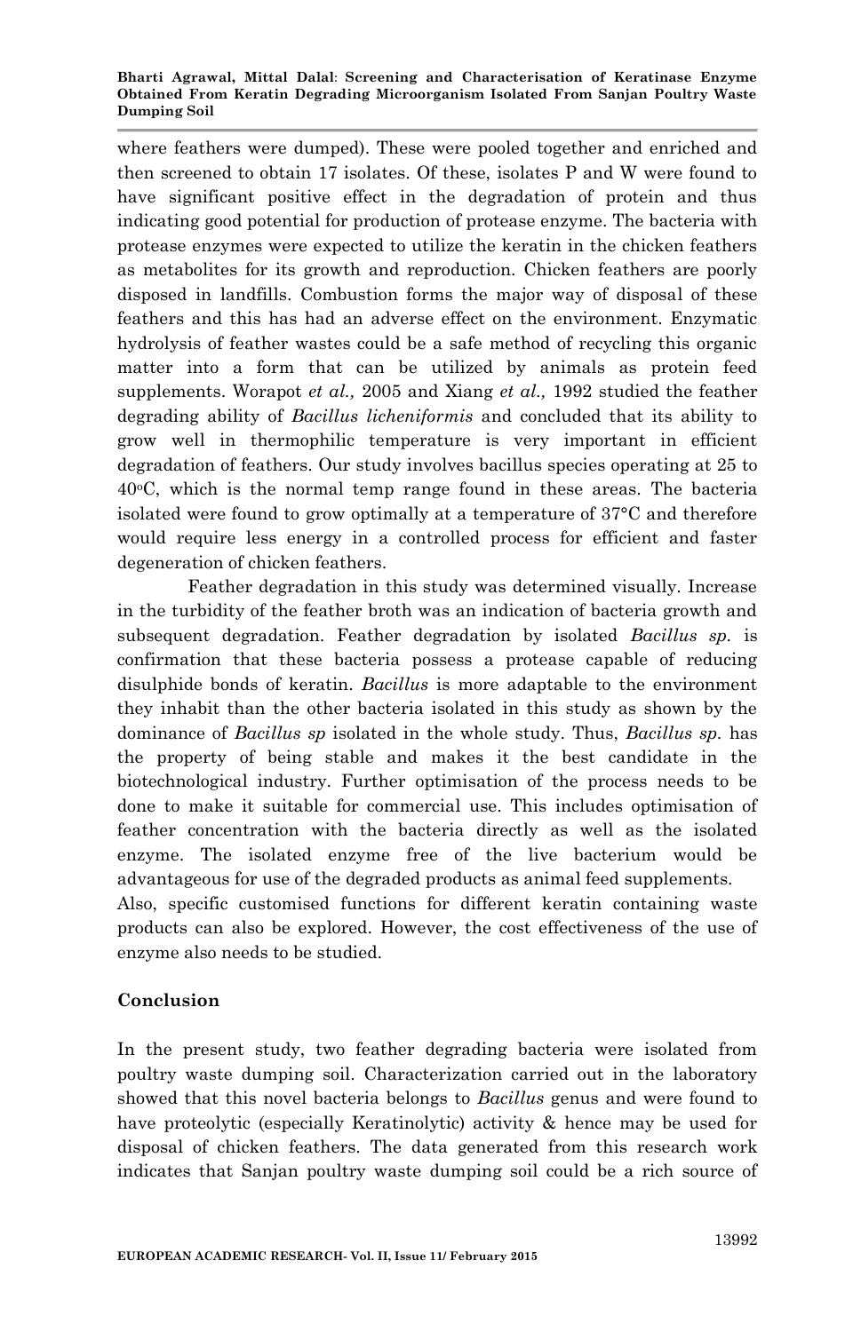where feathers were dumped). These were pooled together and enriched and then screened to obtain 17 isolates. Of these, isolates P and W were found to have significant positive effect in the degradation of protein and thus indicating good potential for production of protease enzyme. The bacteria with protease enzymes were expected to utilize the keratin in the chicken feathers as metabolites for its growth and reproduction. Chicken feathers are poorly disposed in landfills. Combustion forms the major way of disposal of these feathers and this has had an adverse effect on the environment. Enzymatic hydrolysis of feather wastes could be a safe method of recycling this organic matter into a form that can be utilized by animals as protein feed supplements. Worapot *et al.,* 2005 and Xiang *et al.,* 1992 studied the feather degrading ability of *Bacillus licheniformis* and concluded that its ability to grow well in thermophilic temperature is very important in efficient degradation of feathers. Our study involves bacillus species operating at 25 to 40$^{o}$C, which is the normal temp range found in these areas. The bacteria isolated were found to grow optimally at a temperature of 37°C and therefore would require less energy in a controlled process for efficient and faster degeneration of chicken feathers.

Feather degradation in this study was determined visually. Increase in the turbidity of the feather broth was an indication of bacteria growth and subsequent degradation. Feather degradation by isolated *Bacillus sp.* is confirmation that these bacteria possess a protease capable of reducing disulphide bonds of keratin. *Bacillus* is more adaptable to the environment they inhabit than the other bacteria isolated in this study as shown by the dominance of *Bacillus sp* isolated in the whole study. Thus, *Bacillus sp.* has the property of being stable and makes it the best candidate in the biotechnological industry. Further optimisation of the process needs to be done to make it suitable for commercial use. This includes optimisation of feather concentration with the bacteria directly as well as the isolated enzyme. The isolated enzyme free of the live bacterium would be advantageous for use of the degraded products as animal feed supplements.

Also, specific customised functions for different keratin containing waste products can also be explored. However, the cost effectiveness of the use of enzyme also needs to be studied.

## Conclusion

In the present study, two feather degrading bacteria were isolated from poultry waste dumping soil. Characterization carried out in the laboratory showed that this novel bacteria belongs to *Bacillus* genus and were found to have proteolytic (especially Keratinolytic) activity & hence may be used for disposal of chicken feathers. The data generated from this research work indicates that Sanjan poultry waste dumping soil could be a rich source of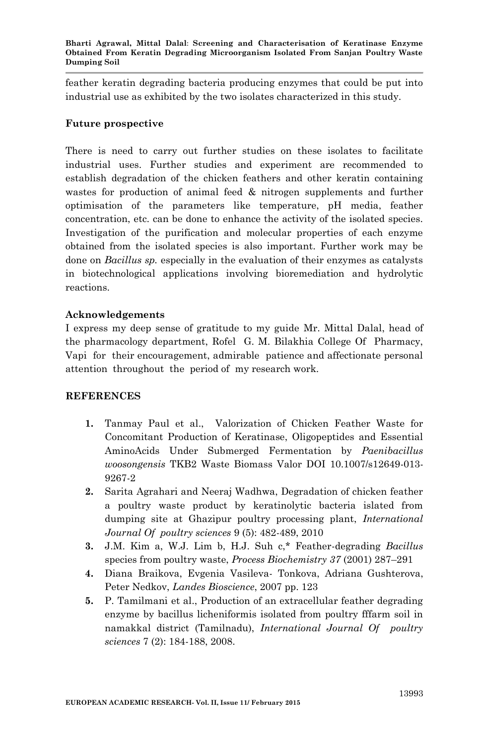feather keratin degrading bacteria producing enzymes that could be put into industrial use as exhibited by the two isolates characterized in this study.

## Future prospective

There is need to carry out further studies on these isolates to facilitate industrial uses. Further studies and experiment are recommended to establish degradation of the chicken feathers and other keratin containing wastes for production of animal feed & nitrogen supplements and further optimisation of the parameters like temperature, pH media, feather concentration, etc. can be done to enhance the activity of the isolated species. Investigation of the purification and molecular properties of each enzyme obtained from the isolated species is also important. Further work may be done on *Bacillus sp.* especially in the evaluation of their enzymes as catalysts in biotechnological applications involving bioremediation and hydrolytic reactions.

## Acknowledgements

I express my deep sense of gratitude to my guide Mr. Mittal Dalal, head of the pharmacology department, Rofel G. M. Bilakhia College Of Pharmacy, Vapi for their encouragement, admirable patience and affectionate personal attention throughout the period of my research work.

## REFERENCES

1. Tanmay Paul et al., Valorization of Chicken Feather Waste for Concomitant Production of Keratinase, Oligopeptides and Essential AminoAcids Under Submerged Fermentation by *Paenibacillus woosongensis* TKB2 Waste Biomass Valor DOI 10.1007/s12649-013-9267-2
2. Sarita Agrahari and Neeraj Wadhwa, Degradation of chicken feather a poultry waste product by keratinolytic bacteria islated from dumping site at Ghazipur poultry processing plant, *International Journal Of poultry sciences* 9 (5): 482-489, 2010
3. J.M. Kim a, W.J. Lim b, H.J. Suh c,* Feather-degrading *Bacillus* species from poultry waste, *Process Biochemistry 37* (2001) 287–291
4. Diana Braikova, Evgenia Vasileva- Tonkova, Adriana Gushterova, Peter Nedkov, *Landes Bioscience*, 2007 pp. 123
5. P. Tamilmani et al., Production of an extracellular feather degrading enzyme by bacillus licheniformis isolated from poultry fffarm soil in namakkal district (Tamilnadu), *International Journal Of poultry sciences* 7 (2): 184-188, 2008.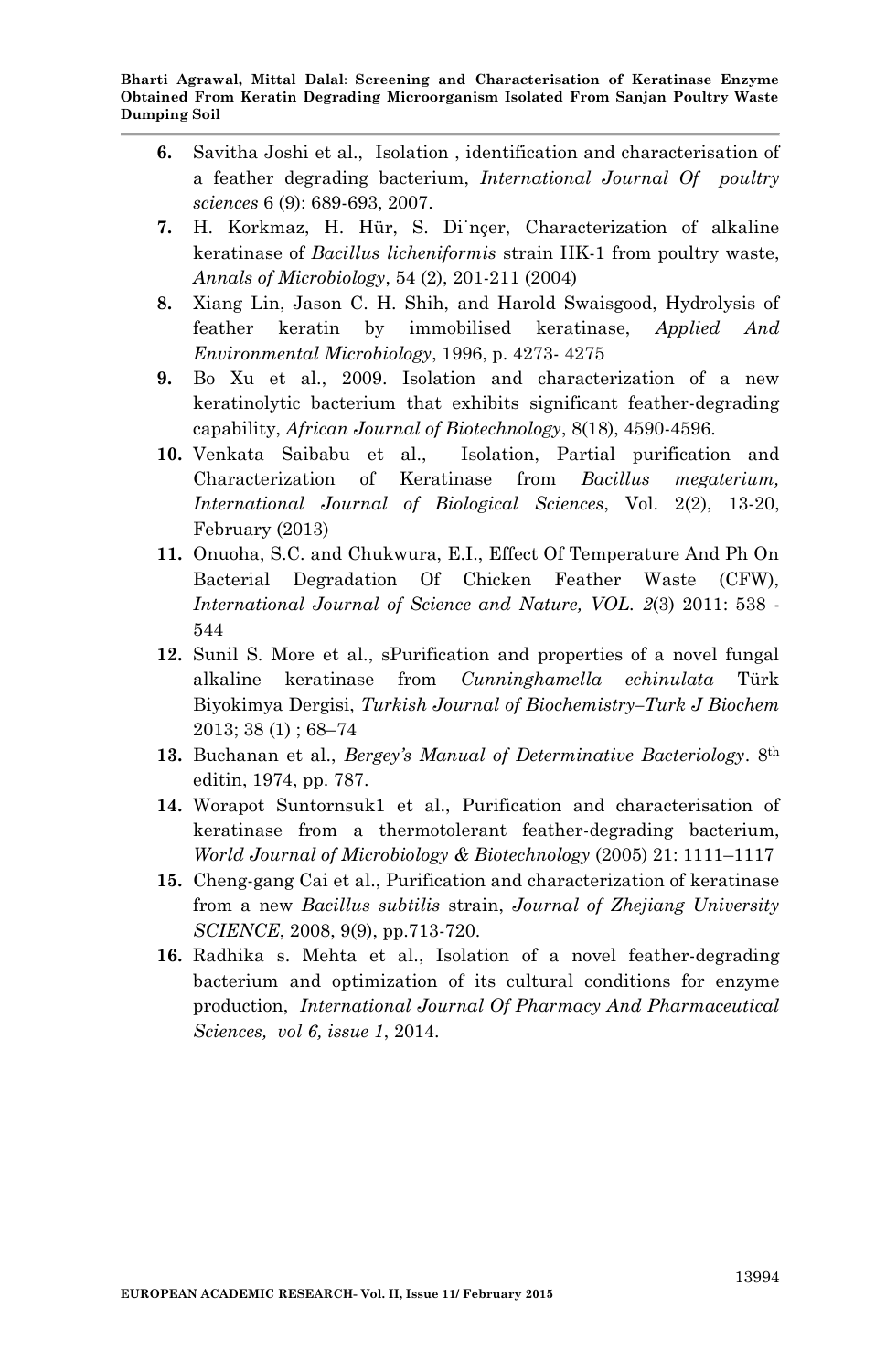6. Savitha Joshi et al., Isolation , identification and characterisation of a feather degrading bacterium, *International Journal Of poultry sciences* 6 (9): 689-693, 2007.
7. H. Korkmaz, H. Hür, S. Di̇nçer, Characterization of alkaline keratinase of *Bacillus licheniformis* strain HK-1 from poultry waste, *Annals of Microbiology*, 54 (2), 201-211 (2004)
8. Xiang Lin, Jason C. H. Shih, and Harold Swaisgood, Hydrolysis of feather keratin by immobilised keratinase, *Applied And Environmental Microbiology*, 1996, p. 4273- 4275
9. Bo Xu et al., 2009. Isolation and characterization of a new keratinolytic bacterium that exhibits significant feather-degrading capability, *African Journal of Biotechnology*, 8(18), 4590-4596.
10. Venkata Saibabu et al., Isolation, Partial purification and Characterization of Keratinase from *Bacillus megaterium, International Journal of Biological Sciences*, Vol. 2(2), 13-20, February (2013)
11. Onuoha, S.C. and Chukwura, E.I., Effect Of Temperature And Ph On Bacterial Degradation Of Chicken Feather Waste (CFW), *International Journal of Science and Nature, VOL. 2*(3) 2011: 538 - 544
12. Sunil S. More et al., sPurification and properties of a novel fungal alkaline keratinase from *Cunninghamella echinulata* Türk Biyokimya Dergisi, *Turkish Journal of Biochemistry–Turk J Biochem* 2013; 38 (1) ; 68–74
13. Buchanan et al., *Bergey's Manual of Determinative Bacteriology*. 8th editin, 1974, pp. 787.
14. Worapot Suntornsuk1 et al., Purification and characterisation of keratinase from a thermotolerant feather-degrading bacterium, *World Journal of Microbiology & Biotechnology* (2005) 21: 1111–1117
15. Cheng-gang Cai et al., Purification and characterization of keratinase from a new *Bacillus subtilis* strain, *Journal of Zhejiang University SCIENCE*, 2008, 9(9), pp.713-720.
16. Radhika s. Mehta et al., Isolation of a novel feather-degrading bacterium and optimization of its cultural conditions for enzyme production, *International Journal Of Pharmacy And Pharmaceutical Sciences, vol 6, issue 1*, 2014.